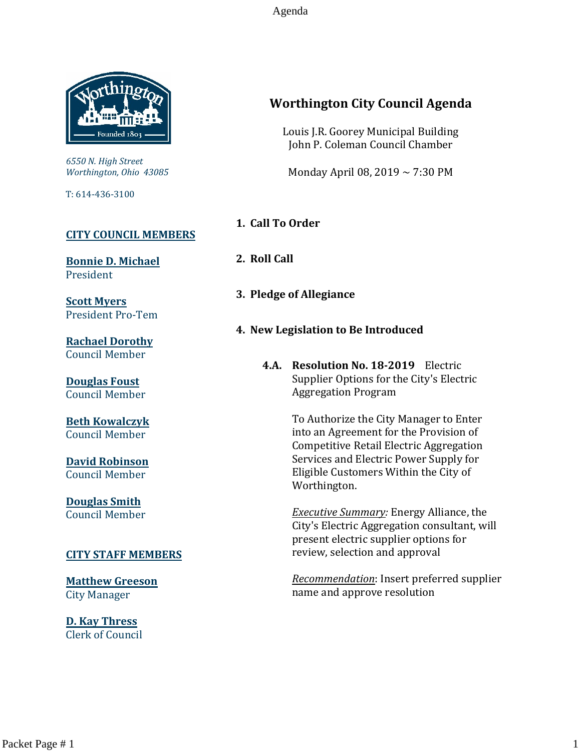# Worthington City Council Agenda

Louis J.R. Goorey Municipal Building
John P. Coleman Council Chamber

Monday April 08, 2019 ~ 7:30 PM

*6550 N. High Street*
*Worthington, Ohio 43085*

T: 614-436-3100

**CITY COUNCIL MEMBERS**

**Bonnie D. Michael**
President

**Scott Myers**
President Pro-Tem

**Rachael Dorothy**
Council Member

**Douglas Foust**
Council Member

**Beth Kowalczyk**
Council Member

**David Robinson**
Council Member

**Douglas Smith**
Council Member

**CITY STAFF MEMBERS**

**Matthew Greeson**
City Manager

**D. Kay Thress**
Clerk of Council

## 1. Call To Order

## 2. Roll Call

## 3. Pledge of Allegiance

## 4. New Legislation to Be Introduced

**4.A. Resolution No. 18-2019** Electric Supplier Options for the City's Electric Aggregation Program

To Authorize the City Manager to Enter into an Agreement for the Provision of Competitive Retail Electric Aggregation Services and Electric Power Supply for Eligible Customers Within the City of Worthington.

*Executive Summary:* Energy Alliance, the City's Electric Aggregation consultant, will present electric supplier options for review, selection and approval

Recommendation: Insert preferred supplier name and approve resolution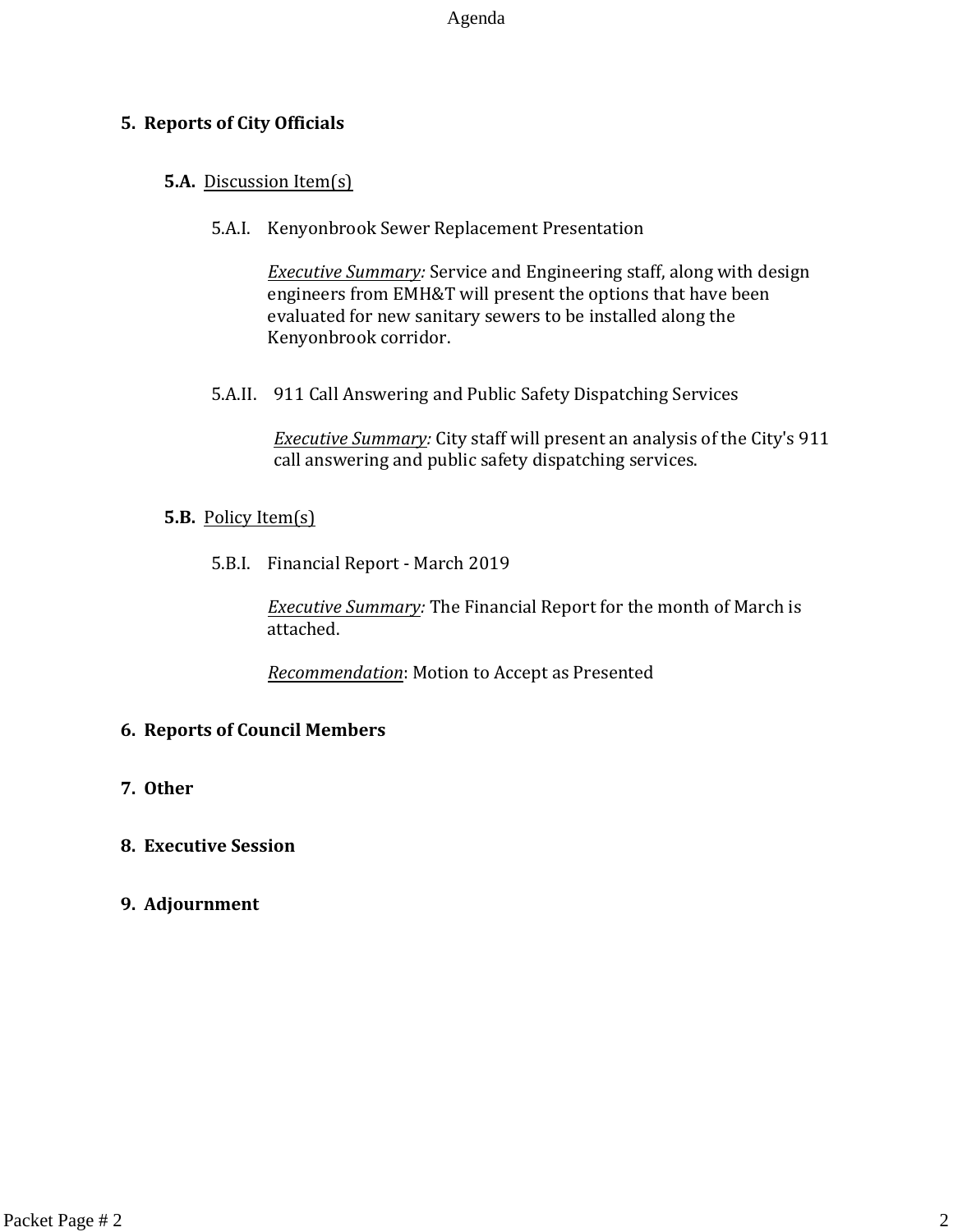## 5. Reports of City Officials

### 5.A. Discussion Item(s)

5.A.I. Kenyonbrook Sewer Replacement Presentation

*Executive Summary:* Service and Engineering staff, along with design engineers from EMH&T will present the options that have been evaluated for new sanitary sewers to be installed along the Kenyonbrook corridor.

5.A.II. 911 Call Answering and Public Safety Dispatching Services

*Executive Summary:* City staff will present an analysis of the City's 911 call answering and public safety dispatching services.

### 5.B. Policy Item(s)

5.B.I. Financial Report - March 2019

*Executive Summary:* The Financial Report for the month of March is attached.

*Recommendation*: Motion to Accept as Presented

## 6. Reports of Council Members

## 7. Other

## 8. Executive Session

## 9. Adjournment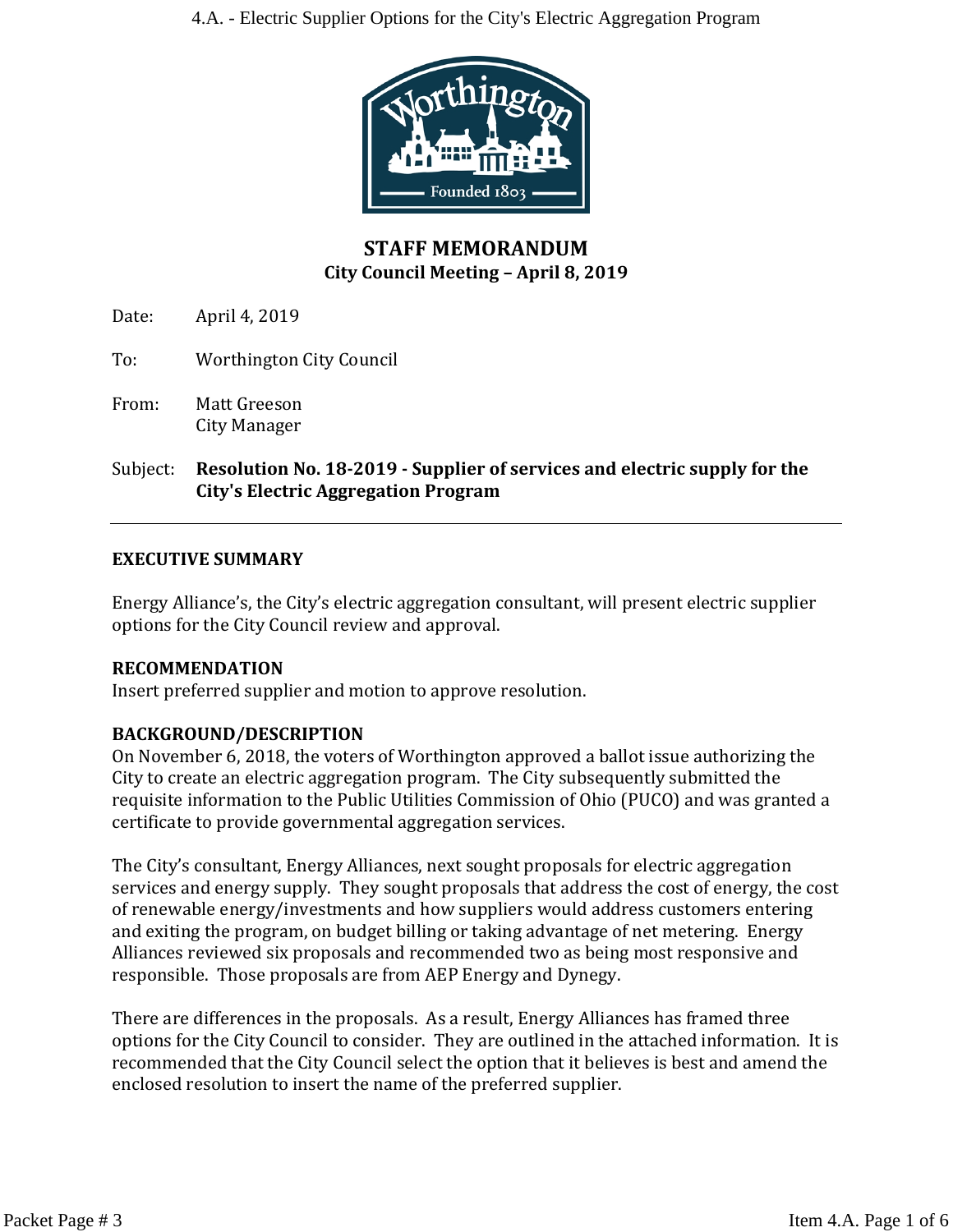# STAFF MEMORANDUM
## City Council Meeting – April 8, 2019

Date: April 4, 2019

To: Worthington City Council

From: Matt Greeson
City Manager

Subject: **Resolution No. 18-2019 - Supplier of services and electric supply for the City's Electric Aggregation Program**

---

**EXECUTIVE SUMMARY**

Energy Alliance's, the City's electric aggregation consultant, will present electric supplier options for the City Council review and approval.

**RECOMMENDATION**

Insert preferred supplier and motion to approve resolution.

**BACKGROUND/DESCRIPTION**

On November 6, 2018, the voters of Worthington approved a ballot issue authorizing the City to create an electric aggregation program. The City subsequently submitted the requisite information to the Public Utilities Commission of Ohio (PUCO) and was granted a certificate to provide governmental aggregation services.

The City's consultant, Energy Alliances, next sought proposals for electric aggregation services and energy supply. They sought proposals that address the cost of energy, the cost of renewable energy/investments and how suppliers would address customers entering and exiting the program, on budget billing or taking advantage of net metering. Energy Alliances reviewed six proposals and recommended two as being most responsive and responsible. Those proposals are from AEP Energy and Dynegy.

There are differences in the proposals. As a result, Energy Alliances has framed three options for the City Council to consider. They are outlined in the attached information. It is recommended that the City Council select the option that it believes is best and amend the enclosed resolution to insert the name of the preferred supplier.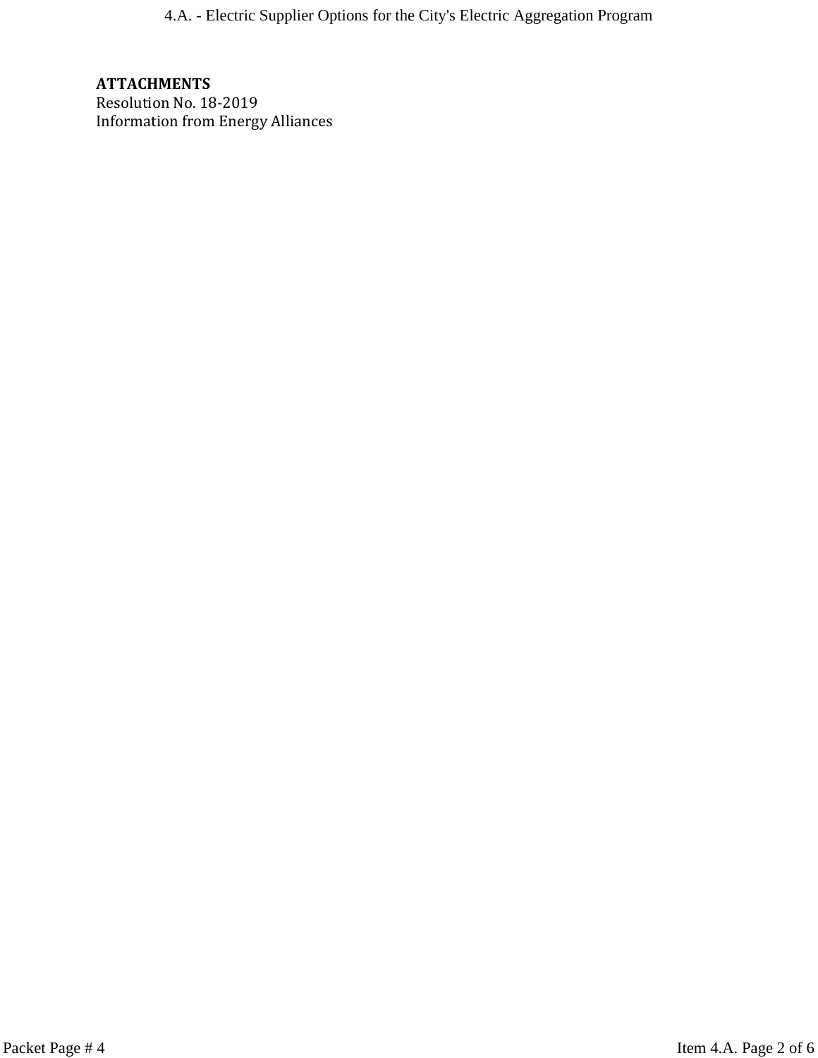**ATTACHMENTS**

Resolution No. 18-2019

Information from Energy Alliances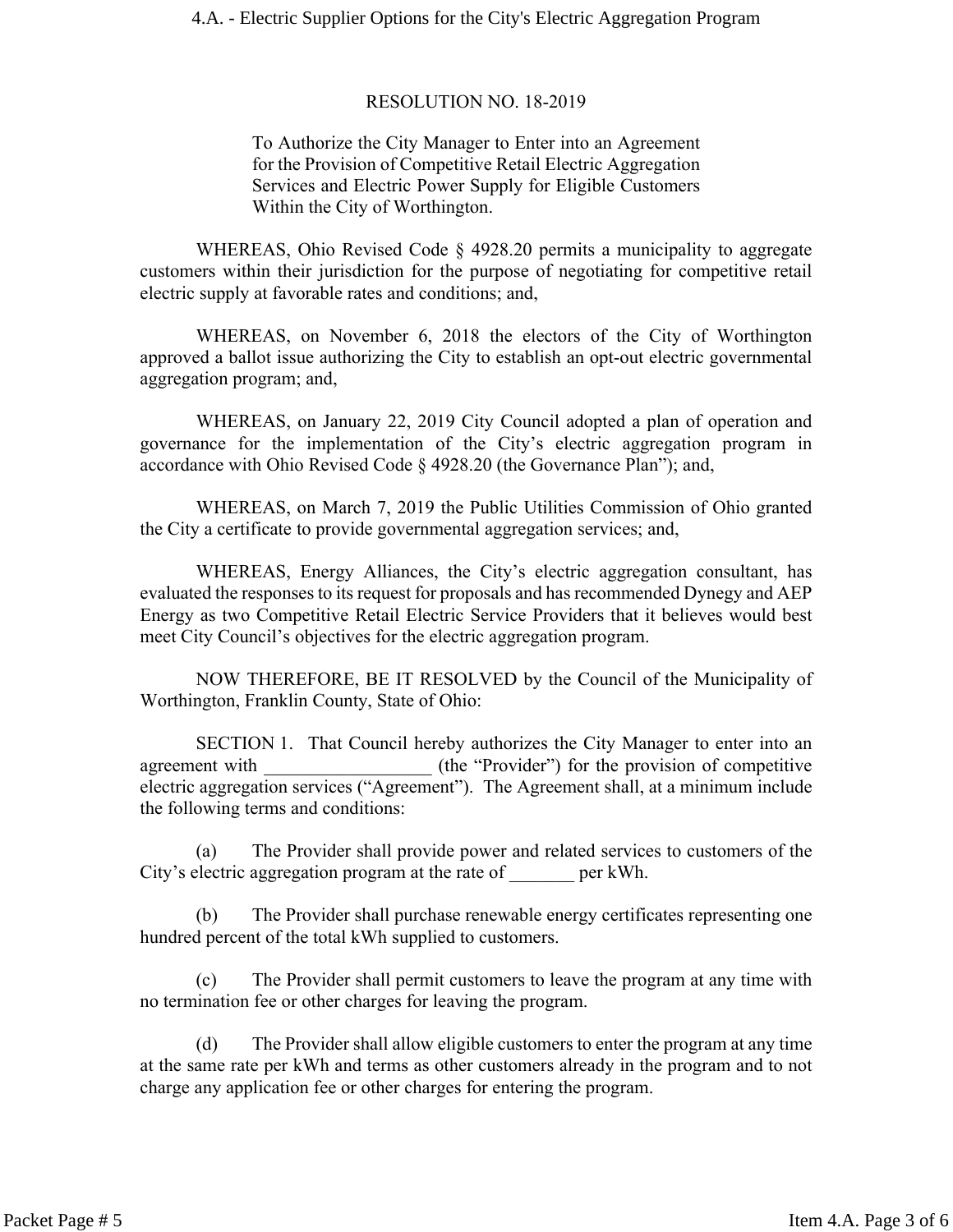# RESOLUTION NO. 18-2019

To Authorize the City Manager to Enter into an Agreement for the Provision of Competitive Retail Electric Aggregation Services and Electric Power Supply for Eligible Customers Within the City of Worthington.

WHEREAS, Ohio Revised Code § 4928.20 permits a municipality to aggregate customers within their jurisdiction for the purpose of negotiating for competitive retail electric supply at favorable rates and conditions; and,

WHEREAS, on November 6, 2018 the electors of the City of Worthington approved a ballot issue authorizing the City to establish an opt-out electric governmental aggregation program; and,

WHEREAS, on January 22, 2019 City Council adopted a plan of operation and governance for the implementation of the City's electric aggregation program in accordance with Ohio Revised Code § 4928.20 (the Governance Plan"); and,

WHEREAS, on March 7, 2019 the Public Utilities Commission of Ohio granted the City a certificate to provide governmental aggregation services; and,

WHEREAS, Energy Alliances, the City's electric aggregation consultant, has evaluated the responses to its request for proposals and has recommended Dynegy and AEP Energy as two Competitive Retail Electric Service Providers that it believes would best meet City Council's objectives for the electric aggregation program.

NOW THEREFORE, BE IT RESOLVED by the Council of the Municipality of Worthington, Franklin County, State of Ohio:

SECTION 1. That Council hereby authorizes the City Manager to enter into an agreement with _________________ (the "Provider") for the provision of competitive electric aggregation services ("Agreement"). The Agreement shall, at a minimum include the following terms and conditions:

(a) The Provider shall provide power and related services to customers of the City's electric aggregation program at the rate of _______ per kWh.

(b) The Provider shall purchase renewable energy certificates representing one hundred percent of the total kWh supplied to customers.

(c) The Provider shall permit customers to leave the program at any time with no termination fee or other charges for leaving the program.

(d) The Provider shall allow eligible customers to enter the program at any time at the same rate per kWh and terms as other customers already in the program and to not charge any application fee or other charges for entering the program.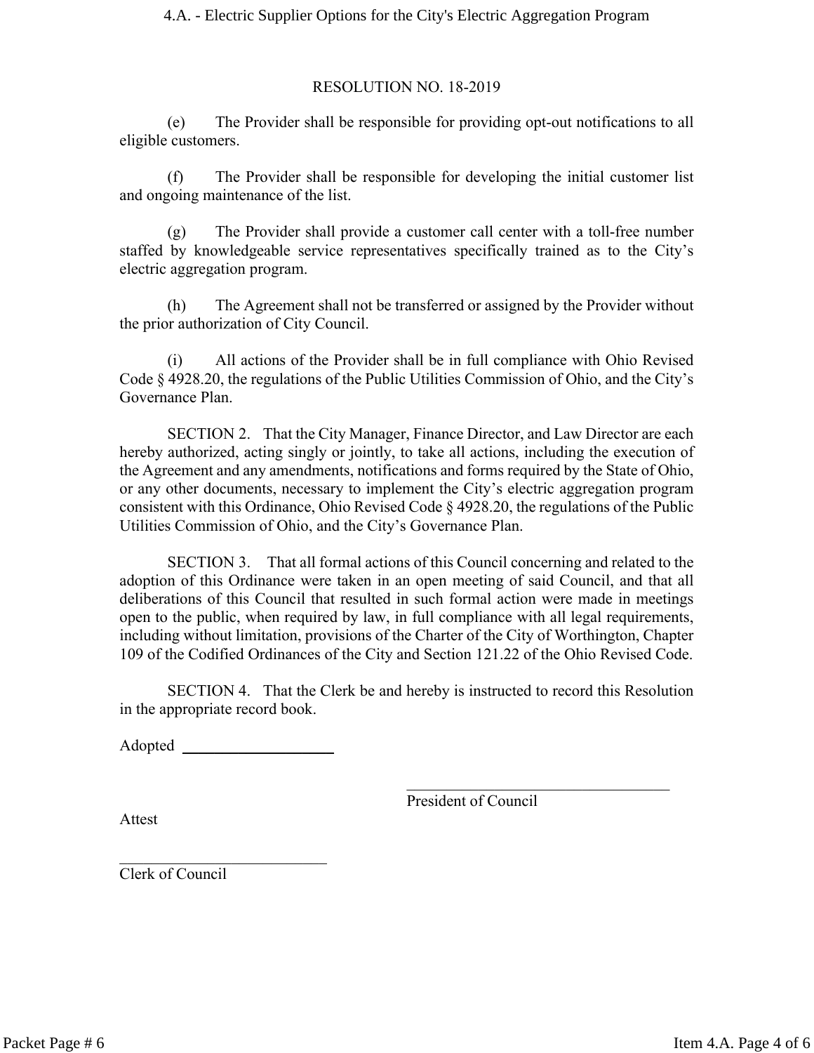RESOLUTION NO. 18-2019

(e) The Provider shall be responsible for providing opt-out notifications to all eligible customers.

(f) The Provider shall be responsible for developing the initial customer list and ongoing maintenance of the list.

(g) The Provider shall provide a customer call center with a toll-free number staffed by knowledgeable service representatives specifically trained as to the City's electric aggregation program.

(h) The Agreement shall not be transferred or assigned by the Provider without the prior authorization of City Council.

(i) All actions of the Provider shall be in full compliance with Ohio Revised Code § 4928.20, the regulations of the Public Utilities Commission of Ohio, and the City's Governance Plan.

SECTION 2. That the City Manager, Finance Director, and Law Director are each hereby authorized, acting singly or jointly, to take all actions, including the execution of the Agreement and any amendments, notifications and forms required by the State of Ohio, or any other documents, necessary to implement the City's electric aggregation program consistent with this Ordinance, Ohio Revised Code § 4928.20, the regulations of the Public Utilities Commission of Ohio, and the City's Governance Plan.

SECTION 3. That all formal actions of this Council concerning and related to the adoption of this Ordinance were taken in an open meeting of said Council, and that all deliberations of this Council that resulted in such formal action were made in meetings open to the public, when required by law, in full compliance with all legal requirements, including without limitation, provisions of the Charter of the City of Worthington, Chapter 109 of the Codified Ordinances of the City and Section 121.22 of the Ohio Revised Code.

SECTION 4. That the Clerk be and hereby is instructed to record this Resolution in the appropriate record book.

Adopted ____________________

\_\_\_\_\_\_\_\_\_\_\_\_\_\_\_\_\_\_\_\_\_\_\_\_\_\_\_\_\_\_\_\_\_\_
President of Council

Attest

\_\_\_\_\_\_\_\_\_\_\_\_\_\_\_\_\_\_\_\_\_\_\_\_\_\_\_
Clerk of Council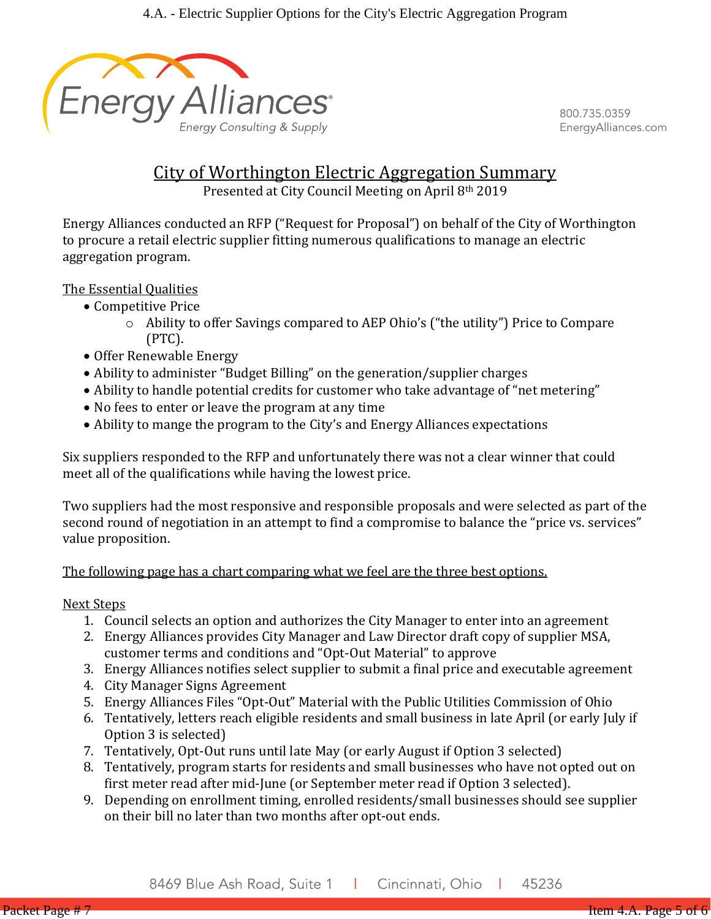Energy Alliances
Energy Consulting & Supply

800.735.0359
EnergyAlliances.com

# City of Worthington Electric Aggregation Summary

Presented at City Council Meeting on April 8th 2019

Energy Alliances conducted an RFP ("Request for Proposal") on behalf of the City of Worthington to procure a retail electric supplier fitting numerous qualifications to manage an electric aggregation program.

## The Essential Qualities

- Competitive Price
  - Ability to offer Savings compared to AEP Ohio's ("the utility") Price to Compare (PTC).
- Offer Renewable Energy
- Ability to administer "Budget Billing" on the generation/supplier charges
- Ability to handle potential credits for customer who take advantage of "net metering"
- No fees to enter or leave the program at any time
- Ability to mange the program to the City's and Energy Alliances expectations

Six suppliers responded to the RFP and unfortunately there was not a clear winner that could meet all of the qualifications while having the lowest price.

Two suppliers had the most responsive and responsible proposals and were selected as part of the second round of negotiation in an attempt to find a compromise to balance the "price vs. services" value proposition.

The following page has a chart comparing what we feel are the three best options.

## Next Steps

1. Council selects an option and authorizes the City Manager to enter into an agreement
2. Energy Alliances provides City Manager and Law Director draft copy of supplier MSA, customer terms and conditions and "Opt-Out Material" to approve
3. Energy Alliances notifies select supplier to submit a final price and executable agreement
4. City Manager Signs Agreement
5. Energy Alliances Files "Opt-Out" Material with the Public Utilities Commission of Ohio
6. Tentatively, letters reach eligible residents and small business in late April (or early July if Option 3 is selected)
7. Tentatively, Opt-Out runs until late May (or early August if Option 3 selected)
8. Tentatively, program starts for residents and small businesses who have not opted out on first meter read after mid-June (or September meter read if Option 3 selected).
9. Depending on enrollment timing, enrolled residents/small businesses should see supplier on their bill no later than two months after opt-out ends.

8469 Blue Ash Road, Suite 1 | Cincinnati, Ohio | 45236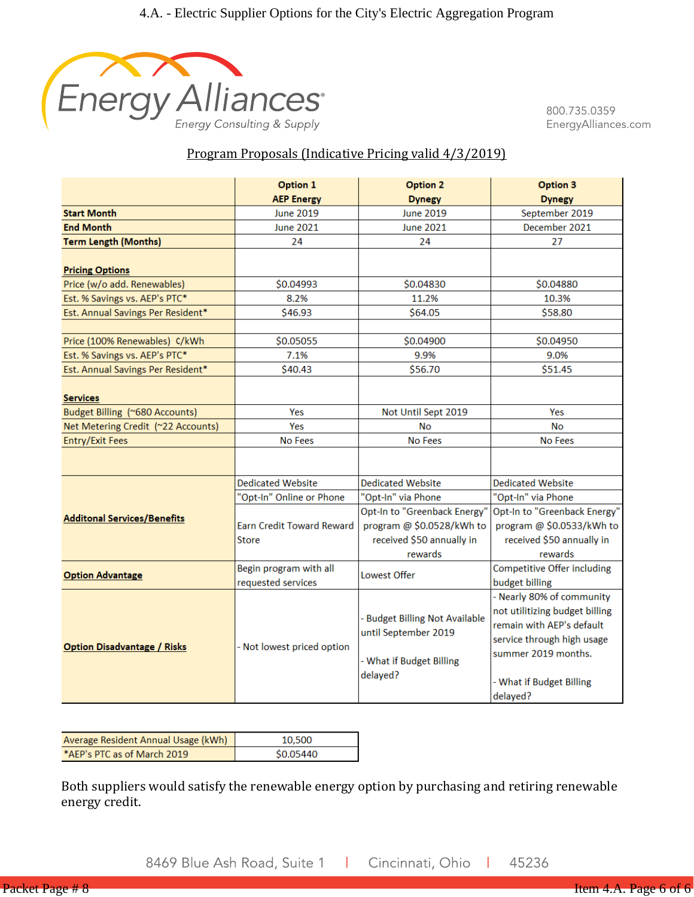Energy Alliances
Energy Consulting & Supply

800.735.0359
EnergyAlliances.com

## Program Proposals (Indicative Pricing valid 4/3/2019)

| | Option 1<br>AEP Energy | Option 2<br>Dynegy | Option 3<br>Dynegy |
|---|---|---|---|
| **Start Month** | June 2019 | June 2019 | September 2019 |
| **End Month** | June 2021 | June 2021 | December 2021 |
| **Term Length (Months)** | 24 | 24 | 27 |
| | | | |
| **Pricing Options** | | | |
| Price (w/o add. Renewables) | $0.04993 | $0.04830 | $0.04880 |
| Est. % Savings vs. AEP's PTC* | 8.2% | 11.2% | 10.3% |
| Est. Annual Savings Per Resident* | $46.93 | $64.05 | $58.80 |
| | | | |
| Price (100% Renewables) ¢/kWh | $0.05055 | $0.04900 | $0.04950 |
| Est. % Savings vs. AEP's PTC* | 7.1% | 9.9% | 9.0% |
| Est. Annual Savings Per Resident* | $40.43 | $56.70 | $51.45 |
| | | | |
| **Services** | | | |
| Budget Billing (~680 Accounts) | Yes | Not Until Sept 2019 | Yes |
| Net Metering Credit (~22 Accounts) | Yes | No | No |
| Entry/Exit Fees | No Fees | No Fees | No Fees |
| | | | |
| **Additonal Services/Benefits** | Dedicated Website<br>"Opt-In" Online or Phone<br>Earn Credit Toward Reward Store | Dedicated Website<br>"Opt-In" via Phone<br>Opt-In to "Greenback Energy" program @ $0.0528/kWh to received $50 annually in rewards | Dedicated Website<br>"Opt-In" via Phone<br>Opt-In to "Greenback Energy" program @ $0.0533/kWh to received $50 annually in rewards |
| **Option Advantage** | Begin program with all requested services | Lowest Offer | Competitive Offer including budget billing |
| **Option Disadvantage / Risks** | - Not lowest priced option | - Budget Billing Not Available until September 2019<br>- What if Budget Billing delayed? | - Nearly 80% of community not utilitizing budget billing remain with AEP's default service through high usage summer 2019 months.<br>- What if Budget Billing delayed? |

| | |
|---|---|
| Average Resident Annual Usage (kWh) | 10,500 |
| *AEP's PTC as of March 2019 | $0.05440 |

Both suppliers would satisfy the renewable energy option by purchasing and retiring renewable energy credit.

8469 Blue Ash Road, Suite 1 | Cincinnati, Ohio | 45236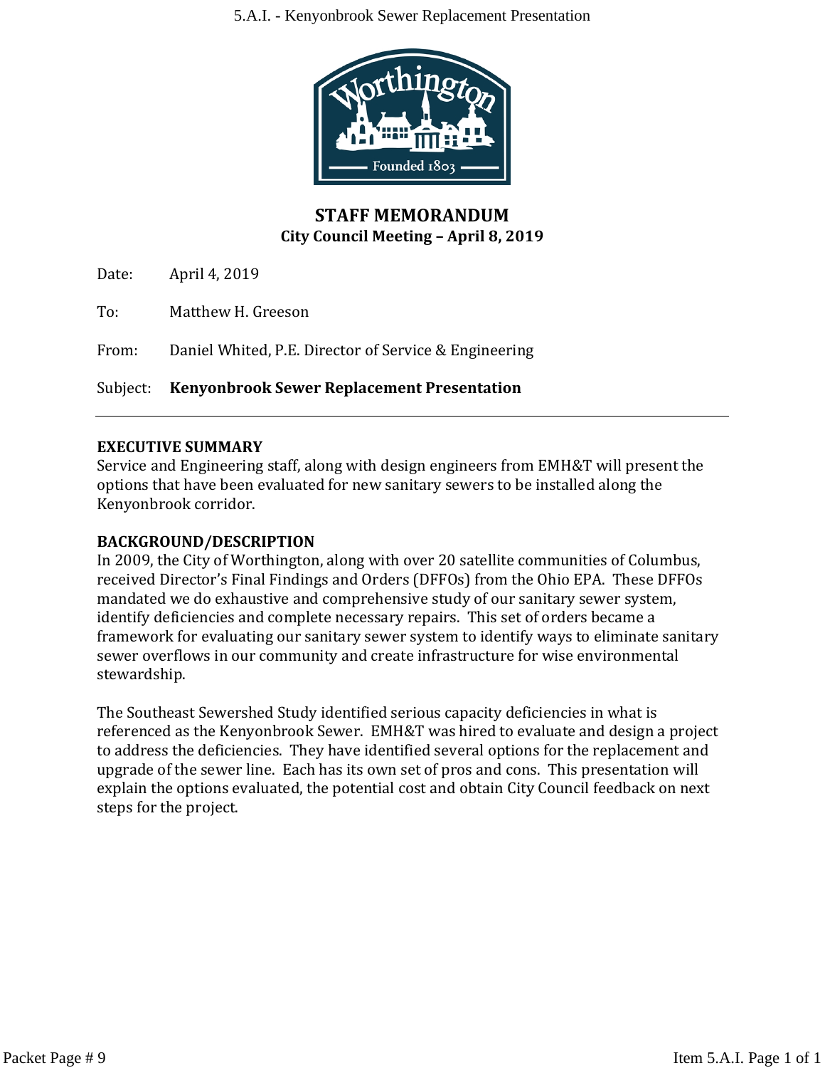## STAFF MEMORANDUM
**City Council Meeting – April 8, 2019**

Date: April 4, 2019

To: Matthew H. Greeson

From: Daniel Whited, P.E. Director of Service & Engineering

Subject: **Kenyonbrook Sewer Replacement Presentation**

---

**EXECUTIVE SUMMARY**

Service and Engineering staff, along with design engineers from EMH&T will present the options that have been evaluated for new sanitary sewers to be installed along the Kenyonbrook corridor.

**BACKGROUND/DESCRIPTION**

In 2009, the City of Worthington, along with over 20 satellite communities of Columbus, received Director's Final Findings and Orders (DFFOs) from the Ohio EPA. These DFFOs mandated we do exhaustive and comprehensive study of our sanitary sewer system, identify deficiencies and complete necessary repairs. This set of orders became a framework for evaluating our sanitary sewer system to identify ways to eliminate sanitary sewer overflows in our community and create infrastructure for wise environmental stewardship.

The Southeast Sewershed Study identified serious capacity deficiencies in what is referenced as the Kenyonbrook Sewer. EMH&T was hired to evaluate and design a project to address the deficiencies. They have identified several options for the replacement and upgrade of the sewer line. Each has its own set of pros and cons. This presentation will explain the options evaluated, the potential cost and obtain City Council feedback on next steps for the project.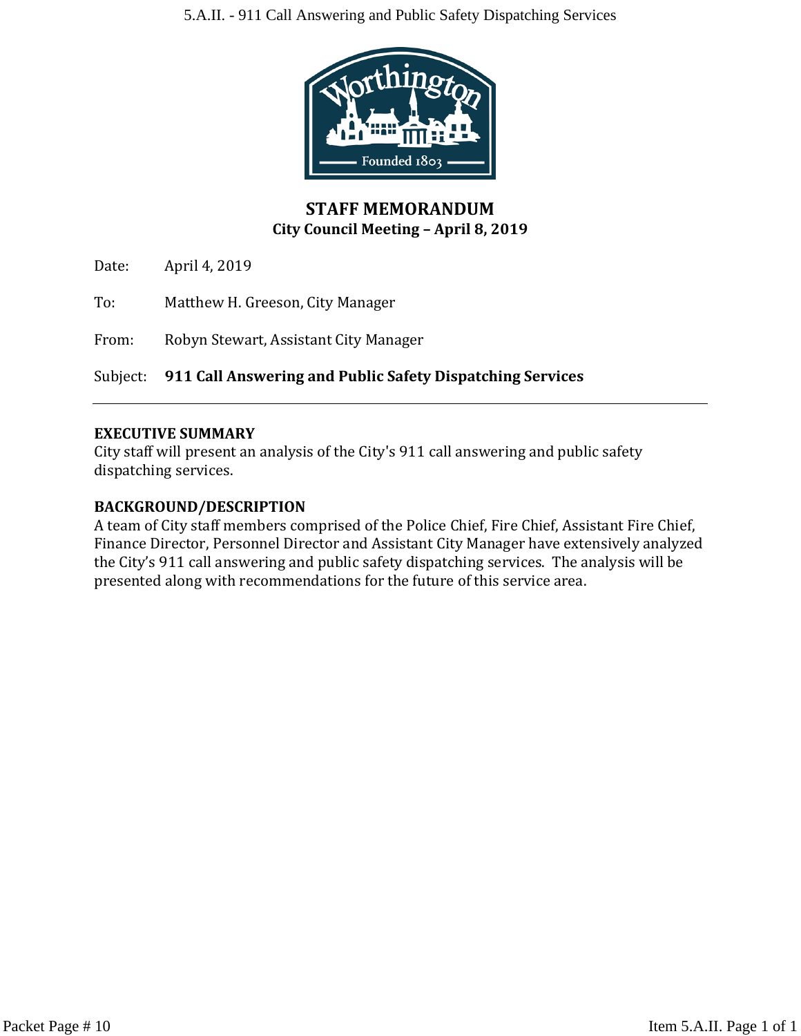# STAFF MEMORANDUM

**City Council Meeting – April 8, 2019**

Date: April 4, 2019

To: Matthew H. Greeson, City Manager

From: Robyn Stewart, Assistant City Manager

Subject: **911 Call Answering and Public Safety Dispatching Services**

---

## EXECUTIVE SUMMARY

City staff will present an analysis of the City's 911 call answering and public safety dispatching services.

## BACKGROUND/DESCRIPTION

A team of City staff members comprised of the Police Chief, Fire Chief, Assistant Fire Chief, Finance Director, Personnel Director and Assistant City Manager have extensively analyzed the City's 911 call answering and public safety dispatching services. The analysis will be presented along with recommendations for the future of this service area.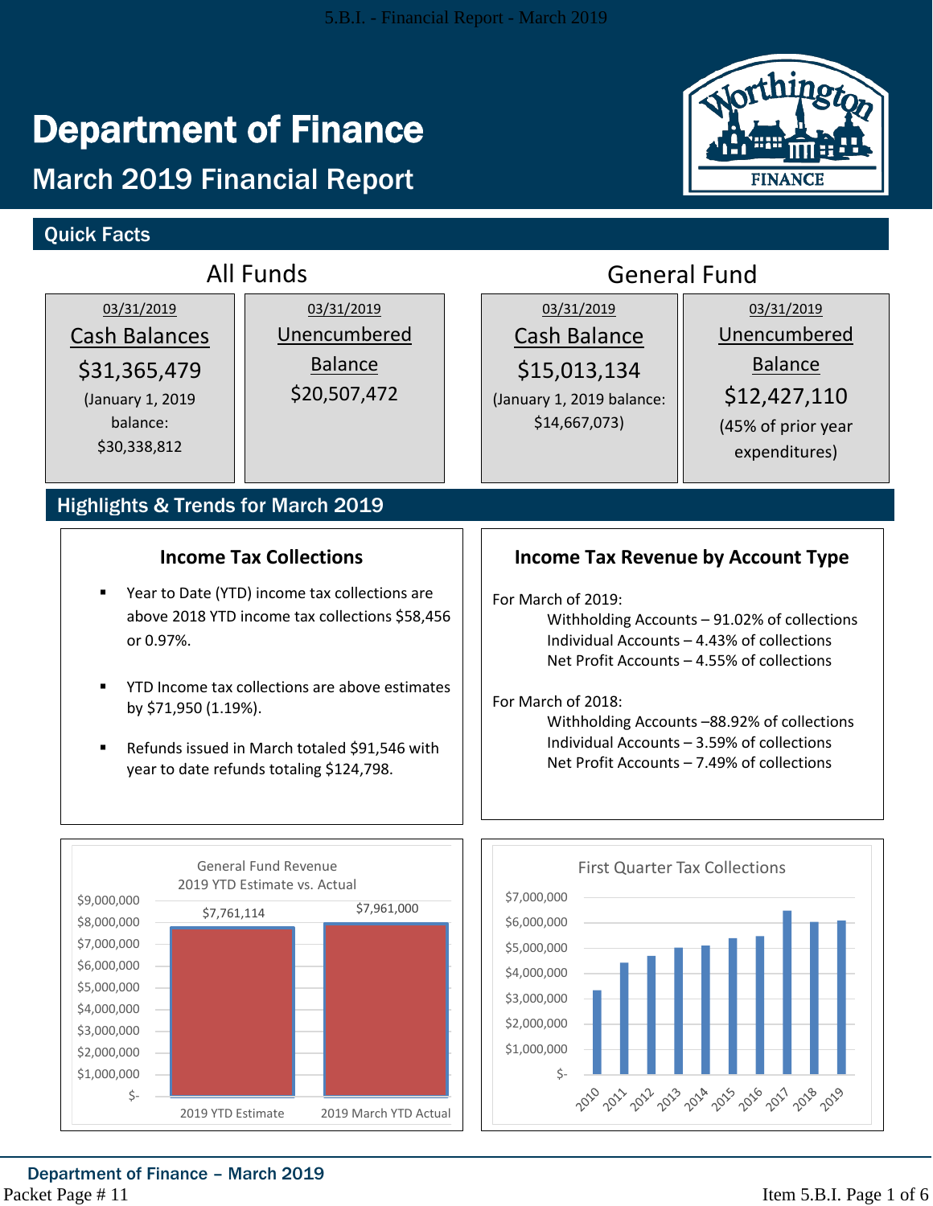# Department of Finance

## March 2019 Financial Report

### Quick Facts

**All Funds**

| 03/31/2019 Cash Balances | 03/31/2019 Unencumbered Balance |
|---|---|
| $31,365,479 (January 1, 2019 balance: $30,338,812) | $20,507,472 |

**General Fund**

| 03/31/2019 Cash Balance | 03/31/2019 Unencumbered Balance |
|---|---|
| $15,013,134 (January 1, 2019 balance: $14,667,073) | $12,427,110 (45% of prior year expenditures) |

### Highlights & Trends for March 2019

#### Income Tax Collections

- Year to Date (YTD) income tax collections are above 2018 YTD income tax collections $58,456 or 0.97%.
- YTD Income tax collections are above estimates by $71,950 (1.19%).
- Refunds issued in March totaled $91,546 with year to date refunds totaling $124,798.

#### Income Tax Revenue by Account Type

For March of 2019:
- Withholding Accounts – 91.02% of collections
- Individual Accounts – 4.43% of collections
- Net Profit Accounts – 4.55% of collections

For March of 2018:
- Withholding Accounts –88.92% of collections
- Individual Accounts – 3.59% of collections
- Net Profit Accounts – 7.49% of collections

**General Fund Revenue 2019 YTD Estimate vs. Actual**

| | Amount |
|---|---|
| 2019 YTD Estimate | $7,761,114 |
| 2019 March YTD Actual | $7,961,000 |

**First Quarter Tax Collections**

Years shown: 2010, 2011, 2012, 2013, 2014, 2015, 2016, 2017, 2018, 2019

Department of Finance – March 2019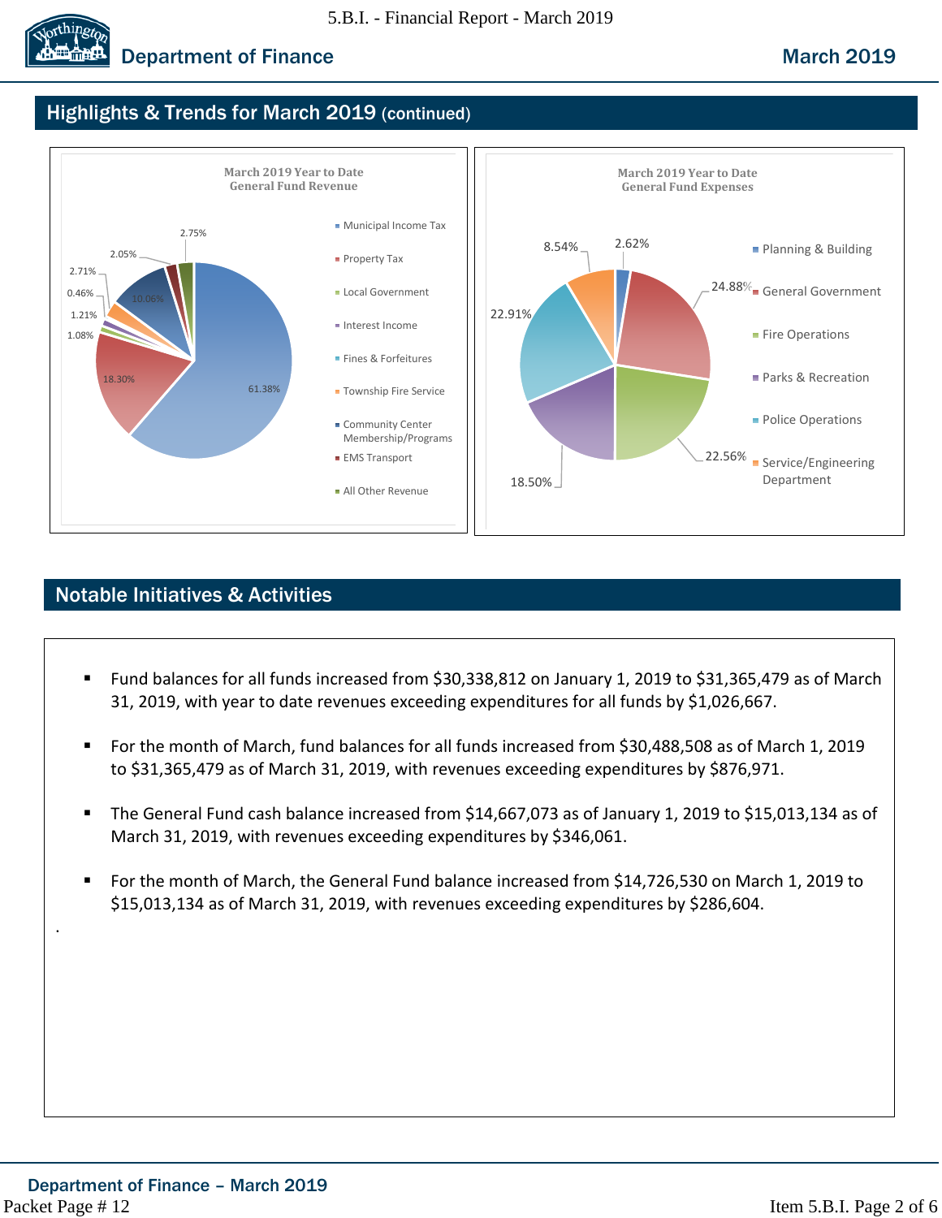## Highlights & Trends for March 2019 (continued)

**March 2019 Year to Date General Fund Revenue**

| Category | Percentage |
|---|---|
| Municipal Income Tax | 61.38% |
| Property Tax | 18.30% |
| Local Government | 1.08% |
| Interest Income | 1.21% |
| Fines & Forfeitures | 0.46% |
| Township Fire Service | 2.71% |
| Community Center Membership/Programs | 10.06% |
| EMS Transport | 2.05% |
| All Other Revenue | 2.75% |

**March 2019 Year to Date General Fund Expenses**

| Category | Percentage |
|---|---|
| Planning & Building | 2.62% |
| General Government | 24.88% |
| Fire Operations | 22.56% |
| Parks & Recreation | 18.50% |
| Police Operations | 22.91% |
| Service/Engineering Department | 8.54% |

## Notable Initiatives & Activities

- Fund balances for all funds increased from $30,338,812 on January 1, 2019 to $31,365,479 as of March 31, 2019, with year to date revenues exceeding expenditures for all funds by $1,026,667.
- For the month of March, fund balances for all funds increased from $30,488,508 as of March 1, 2019 to $31,365,479 as of March 31, 2019, with revenues exceeding expenditures by $876,971.
- The General Fund cash balance increased from $14,667,073 as of January 1, 2019 to $15,013,134 as of March 31, 2019, with revenues exceeding expenditures by $346,061.
- For the month of March, the General Fund balance increased from $14,726,530 on March 1, 2019 to $15,013,134 as of March 31, 2019, with revenues exceeding expenditures by $286,604.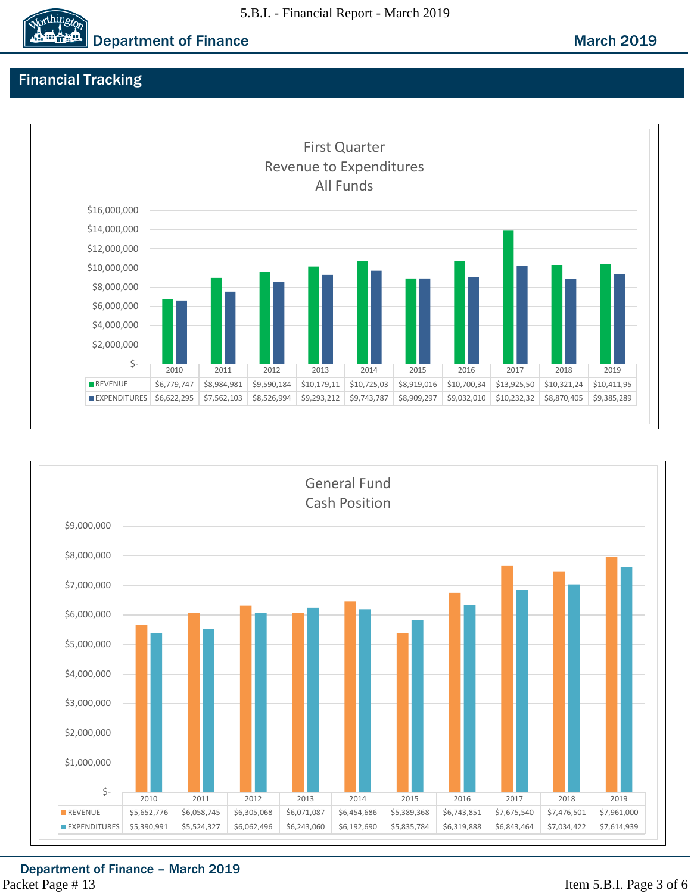## Financial Tracking

**First Quarter Revenue to Expenditures All Funds**

| | 2010 | 2011 | 2012 | 2013 | 2014 | 2015 | 2016 | 2017 | 2018 | 2019 |
|---|---|---|---|---|---|---|---|---|---|---|
| REVENUE | $6,779,747 | $8,984,981 | $9,590,184 | $10,179,11 | $10,725,03 | $8,919,016 | $10,700,34 | $13,925,50 | $10,321,24 | $10,411,95 |
| EXPENDITURES | $6,622,295 | $7,562,103 | $8,526,994 | $9,293,212 | $9,743,787 | $8,909,297 | $9,032,010 | $10,232,32 | $8,870,405 | $9,385,289 |

**General Fund Cash Position**

| | 2010 | 2011 | 2012 | 2013 | 2014 | 2015 | 2016 | 2017 | 2018 | 2019 |
|---|---|---|---|---|---|---|---|---|---|---|
| REVENUE | $5,652,776 | $6,058,745 | $6,305,068 | $6,071,087 | $6,454,686 | $5,389,368 | $6,743,851 | $7,675,540 | $7,476,501 | $7,961,000 |
| EXPENDITURES | $5,390,991 | $5,524,327 | $6,062,496 | $6,243,060 | $6,192,690 | $5,835,784 | $6,319,888 | $6,843,464 | $7,034,422 | $7,614,939 |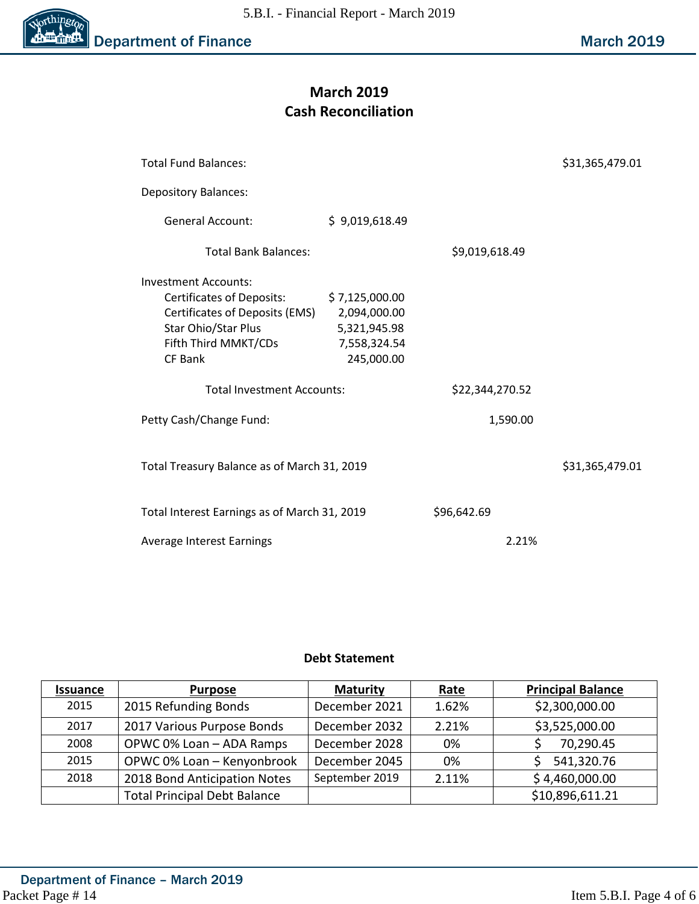## March 2019
## Cash Reconciliation

| | | | |
|---|---|---|---|
| Total Fund Balances: | | | $31,365,479.01 |
| Depository Balances: | | | |
| General Account: | $ 9,019,618.49 | | |
| Total Bank Balances: | | $9,019,618.49 | |
| Investment Accounts: | | | |
| Certificates of Deposits: | $ 7,125,000.00 | | |
| Certificates of Deposits (EMS) | 2,094,000.00 | | |
| Star Ohio/Star Plus | 5,321,945.98 | | |
| Fifth Third MMKT/CDs | 7,558,324.54 | | |
| CF Bank | 245,000.00 | | |
| Total Investment Accounts: | | $22,344,270.52 | |
| Petty Cash/Change Fund: | | 1,590.00 | |
| Total Treasury Balance as of March 31, 2019 | | | $31,365,479.01 |
| Total Interest Earnings as of March 31, 2019 | | $96,642.69 | |
| Average Interest Earnings | | 2.21% | |

### Debt Statement

| Issuance | Purpose | Maturity | Rate | Principal Balance |
|---|---|---|---|---|
| 2015 | 2015 Refunding Bonds | December 2021 | 1.62% | $2,300,000.00 |
| 2017 | 2017 Various Purpose Bonds | December 2032 | 2.21% | $3,525,000.00 |
| 2008 | OPWC 0% Loan – ADA Ramps | December 2028 | 0% | $ 70,290.45 |
| 2015 | OPWC 0% Loan – Kenyonbrook | December 2045 | 0% | $ 541,320.76 |
| 2018 | 2018 Bond Anticipation Notes | September 2019 | 2.11% | $ 4,460,000.00 |
| | Total Principal Debt Balance | | | $10,896,611.21 |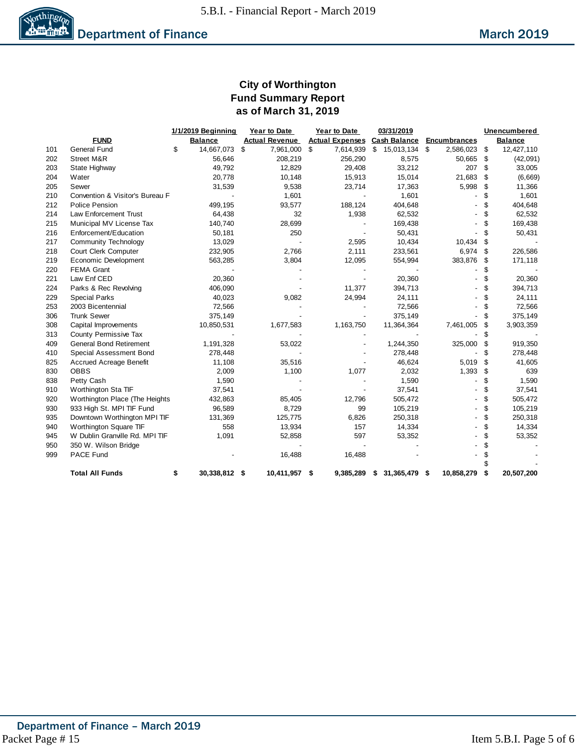## Department of Finance — March 2019

# City of Worthington
## Fund Summary Report
### as of March 31, 2019

| | FUND | 1/1/2019 Beginning Balance | Year to Date Actual Revenue | Year to Date Actual Expenses | 03/31/2019 Cash Balance | Encumbrances | Unencumbered Balance |
|---|---|---|---|---|---|---|---|
| 101 | General Fund | $ 14,667,073 | $ 7,961,000 | $ 7,614,939 | $ 15,013,134 | $ 2,586,023 | $ 12,427,110 |
| 202 | Street M&R | 56,646 | 208,219 | 256,290 | 8,575 | 50,665 | $ (42,091) |
| 203 | State Highway | 49,792 | 12,829 | 29,408 | 33,212 | 207 | $ 33,005 |
| 204 | Water | 20,778 | 10,148 | 15,913 | 15,014 | 21,683 | $ (6,669) |
| 205 | Sewer | 31,539 | 9,538 | 23,714 | 17,363 | 5,998 | $ 11,366 |
| 210 | Convention & Visitor's Bureau F | - | 1,601 | - | 1,601 | - | $ 1,601 |
| 212 | Police Pension | 499,195 | 93,577 | 188,124 | 404,648 | - | $ 404,648 |
| 214 | Law Enforcement Trust | 64,438 | 32 | 1,938 | 62,532 | - | $ 62,532 |
| 215 | Municipal MV License Tax | 140,740 | 28,699 | - | 169,438 | - | $ 169,438 |
| 216 | Enforcement/Education | 50,181 | 250 | - | 50,431 | - | $ 50,431 |
| 217 | Community Technology | 13,029 | - | 2,595 | 10,434 | 10,434 | $ - |
| 218 | Court Clerk Computer | 232,905 | 2,766 | 2,111 | 233,561 | 6,974 | $ 226,586 |
| 219 | Economic Development | 563,285 | 3,804 | 12,095 | 554,994 | 383,876 | $ 171,118 |
| 220 | FEMA Grant | - | - | - | - | - | $ - |
| 221 | Law Enf CED | 20,360 | - | - | 20,360 | - | $ 20,360 |
| 224 | Parks & Rec Revolving | 406,090 | - | 11,377 | 394,713 | - | $ 394,713 |
| 229 | Special Parks | 40,023 | 9,082 | 24,994 | 24,111 | - | $ 24,111 |
| 253 | 2003 Bicentennial | 72,566 | - | - | 72,566 | - | $ 72,566 |
| 306 | Trunk Sewer | 375,149 | - | - | 375,149 | - | $ 375,149 |
| 308 | Capital Improvements | 10,850,531 | 1,677,583 | 1,163,750 | 11,364,364 | 7,461,005 | $ 3,903,359 |
| 313 | County Permissive Tax | - | - | - | - | - | $ - |
| 409 | General Bond Retirement | 1,191,328 | 53,022 | - | 1,244,350 | 325,000 | $ 919,350 |
| 410 | Special Assessment Bond | 278,448 | - | - | 278,448 | - | $ 278,448 |
| 825 | Accrued Acreage Benefit | 11,108 | 35,516 | - | 46,624 | 5,019 | $ 41,605 |
| 830 | OBBS | 2,009 | 1,100 | 1,077 | 2,032 | 1,393 | $ 639 |
| 838 | Petty Cash | 1,590 | - | - | 1,590 | - | $ 1,590 |
| 910 | Worthington Sta TIF | 37,541 | - | - | 37,541 | - | $ 37,541 |
| 920 | Worthington Place (The Heights | 432,863 | 85,405 | 12,796 | 505,472 | - | $ 505,472 |
| 930 | 933 High St. MPI TIF Fund | 96,589 | 8,729 | 99 | 105,219 | - | $ 105,219 |
| 935 | Downtown Worthington MPI TIF | 131,369 | 125,775 | 6,826 | 250,318 | - | $ 250,318 |
| 940 | Worthington Square TIF | 558 | 13,934 | 157 | 14,334 | - | $ 14,334 |
| 945 | W Dublin Granville Rd. MPI TIF | 1,091 | 52,858 | 597 | 53,352 | - | $ 53,352 |
| 950 | 350 W. Wilson Bridge | | - | - | - | - | $ - |
| 999 | PACE Fund | - | 16,488 | 16,488 | - | - | $ - |
| | | | | | | | $ - |
| | **Total All Funds** | **$ 30,338,812** | **$ 10,411,957** | **$ 9,385,289** | **$ 31,365,479** | **$ 10,858,279** | **$ 20,507,200** |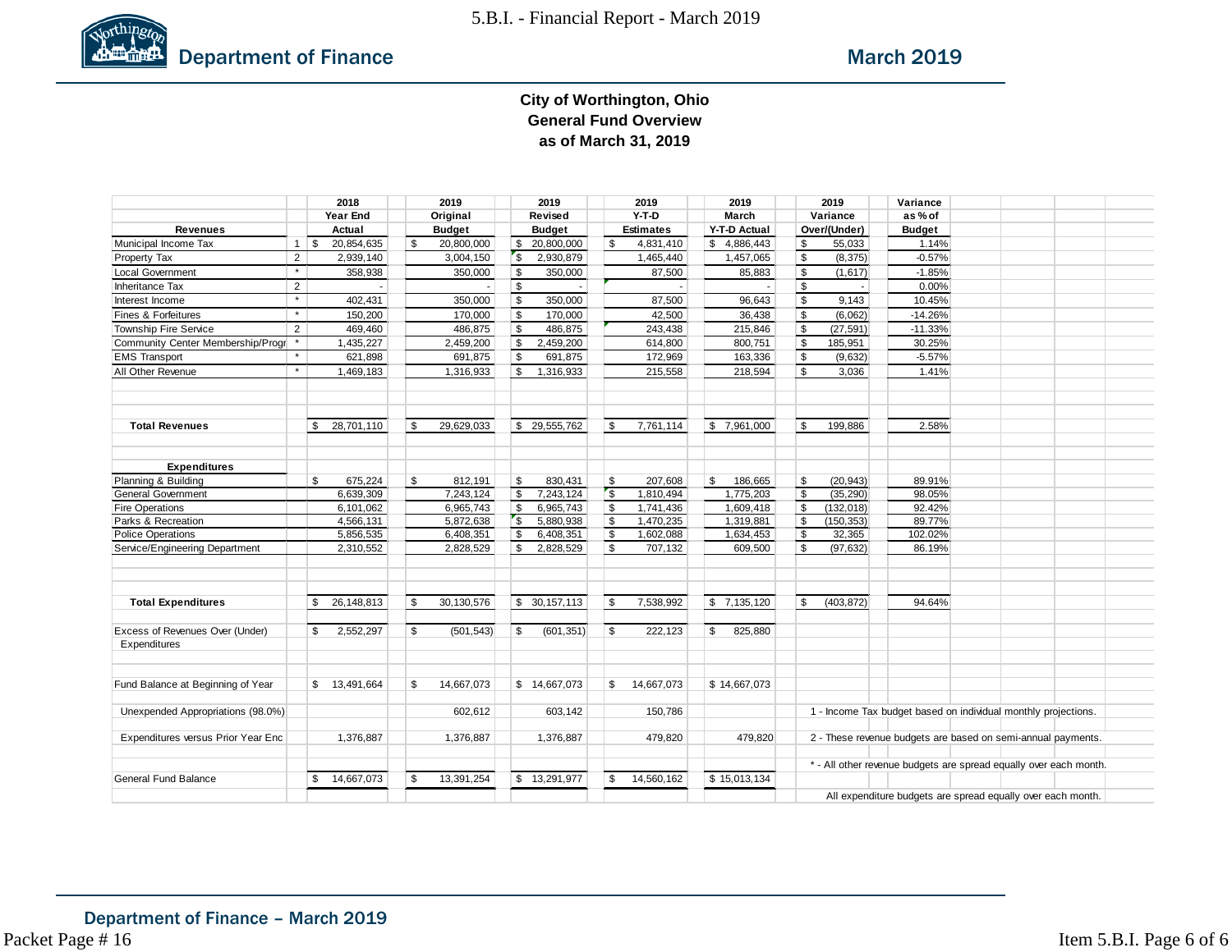## Department of Finance — March 2019

### City of Worthington, Ohio
### General Fund Overview
### as of March 31, 2019

| Revenues | | 2018 Year End Actual | 2019 Original Budget | 2019 Revised Budget | 2019 Y-T-D Estimates | 2019 March Y-T-D Actual | 2019 Variance Over/(Under) | Variance as % of Budget |
|---|---|---|---|---|---|---|---|---|
| Municipal Income Tax | 1 | $ 20,854,635 | $ 20,800,000 | $ 20,800,000 | $ 4,831,410 | $ 4,886,443 | $ 55,033 | 1.14% |
| Property Tax | 2 | 2,939,140 | 3,004,150 | $ 2,930,879 | 1,465,440 | 1,457,065 | $ (8,375) | -0.57% |
| Local Government | * | 358,938 | 350,000 | $ 350,000 | 87,500 | 85,883 | $ (1,617) | -1.85% |
| Inheritance Tax | 2 | - | - | $ - | - | - | $ - | 0.00% |
| Interest Income | * | 402,431 | 350,000 | $ 350,000 | 87,500 | 96,643 | $ 9,143 | 10.45% |
| Fines & Forfeitures | * | 150,200 | 170,000 | $ 170,000 | 42,500 | 36,438 | $ (6,062) | -14.26% |
| Township Fire Service | 2 | 469,460 | 486,875 | $ 486,875 | 243,438 | 215,846 | $ (27,591) | -11.33% |
| Community Center Membership/Progr | * | 1,435,227 | 2,459,200 | $ 2,459,200 | 614,800 | 800,751 | $ 185,951 | 30.25% |
| EMS Transport | * | 621,898 | 691,875 | $ 691,875 | 172,969 | 163,336 | $ (9,632) | -5.57% |
| All Other Revenue | * | 1,469,183 | 1,316,933 | $ 1,316,933 | 215,558 | 218,594 | $ 3,036 | 1.41% |
| **Total Revenues** | | $ 28,701,110 | $ 29,629,033 | $ 29,555,762 | $ 7,761,114 | $ 7,961,000 | $ 199,886 | 2.58% |
| **Expenditures** | | | | | | | | |
| Planning & Building | | $ 675,224 | $ 812,191 | $ 830,431 | $ 207,608 | $ 186,665 | $ (20,943) | 89.91% |
| General Government | | 6,639,309 | 7,243,124 | $ 7,243,124 | $ 1,810,494 | 1,775,203 | $ (35,290) | 98.05% |
| Fire Operations | | 6,101,062 | 6,965,743 | $ 6,965,743 | $ 1,741,436 | 1,609,418 | $ (132,018) | 92.42% |
| Parks & Recreation | | 4,566,131 | 5,872,638 | $ 5,880,938 | $ 1,470,235 | 1,319,881 | $ (150,353) | 89.77% |
| Police Operations | | 5,856,535 | 6,408,351 | $ 6,408,351 | $ 1,602,088 | 1,634,453 | $ 32,365 | 102.02% |
| Service/Engineering Department | | 2,310,552 | 2,828,529 | $ 2,828,529 | $ 707,132 | 609,500 | $ (97,632) | 86.19% |
| **Total Expenditures** | | $ 26,148,813 | $ 30,130,576 | $ 30,157,113 | $ 7,538,992 | $ 7,135,120 | $ (403,872) | 94.64% |
| Excess of Revenues Over (Under) Expenditures | | $ 2,552,297 | $ (501,543) | $ (601,351) | $ 222,123 | $ 825,880 | | |
| Fund Balance at Beginning of Year | | $ 13,491,664 | $ 14,667,073 | $ 14,667,073 | $ 14,667,073 | $ 14,667,073 | | |
| Unexpended Appropriations (98.0%) | | | 602,612 | 603,142 | 150,786 | | | |
| Expenditures versus Prior Year Enc | | 1,376,887 | 1,376,887 | 1,376,887 | 479,820 | 479,820 | | |
| General Fund Balance | | $ 14,667,073 | $ 13,391,254 | $ 13,291,977 | $ 14,560,162 | $ 15,013,134 | | |

1 - Income Tax budget based on individual monthly projections.

2 - These revenue budgets are based on semi-annual payments.

\* - All other revenue budgets are spread equally over each month.

All expenditure budgets are spread equally over each month.